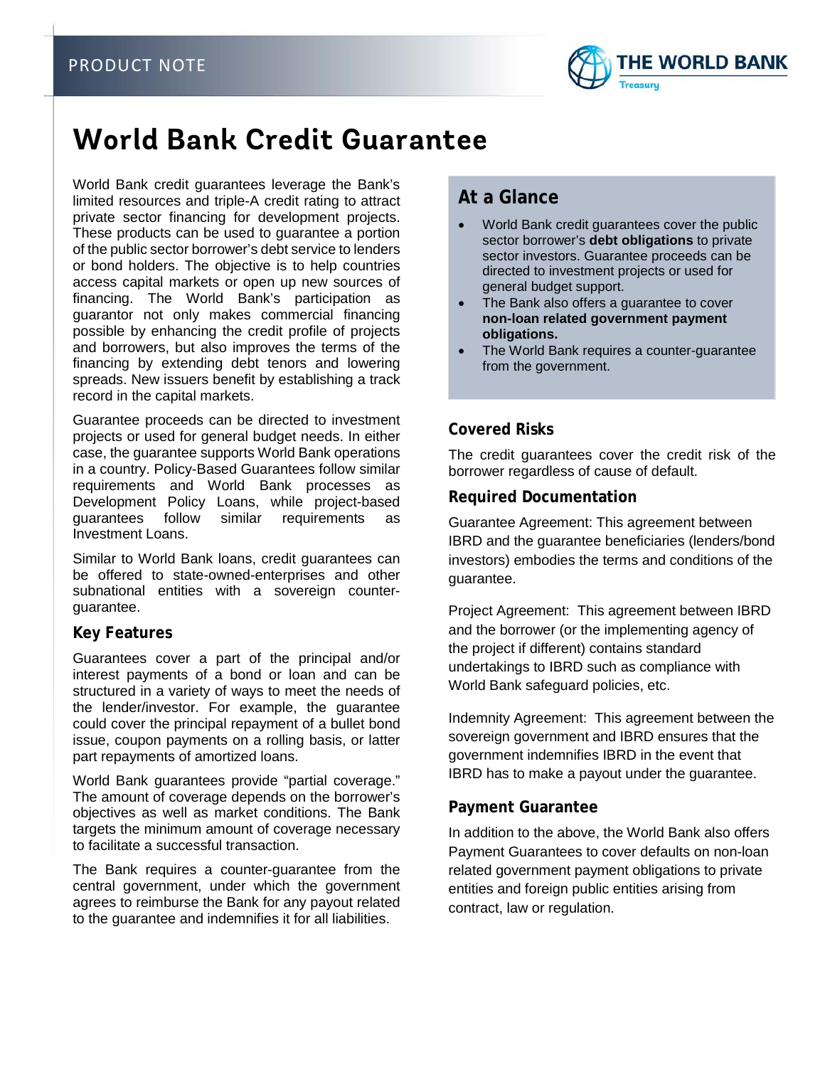PRODUCT NOTE

# World Bank Credit Guarantee

World Bank credit guarantees leverage the Bank's limited resources and triple-A credit rating to attract private sector financing for development projects. These products can be used to guarantee a portion of the public sector borrower's debt service to lenders or bond holders. The objective is to help countries access capital markets or open up new sources of financing. The World Bank's participation as guarantor not only makes commercial financing possible by enhancing the credit profile of projects and borrowers, but also improves the terms of the financing by extending debt tenors and lowering spreads. New issuers benefit by establishing a track record in the capital markets.

Guarantee proceeds can be directed to investment projects or used for general budget needs. In either case, the guarantee supports World Bank operations in a country. Policy-Based Guarantees follow similar requirements and World Bank processes as Development Policy Loans, while project-based guarantees follow similar requirements as Investment Loans.

Similar to World Bank loans, credit guarantees can be offered to state-owned-enterprises and other subnational entities with a sovereign counter-guarantee.

## Key Features

Guarantees cover a part of the principal and/or interest payments of a bond or loan and can be structured in a variety of ways to meet the needs of the lender/investor. For example, the guarantee could cover the principal repayment of a bullet bond issue, coupon payments on a rolling basis, or latter part repayments of amortized loans.

World Bank guarantees provide "partial coverage." The amount of coverage depends on the borrower's objectives as well as market conditions. The Bank targets the minimum amount of coverage necessary to facilitate a successful transaction.

The Bank requires a counter-guarantee from the central government, under which the government agrees to reimburse the Bank for any payout related to the guarantee and indemnifies it for all liabilities.

## At a Glance

- World Bank credit guarantees cover the public sector borrower's **debt obligations** to private sector investors. Guarantee proceeds can be directed to investment projects or used for general budget support.
- The Bank also offers a guarantee to cover **non-loan related government payment obligations.**
- The World Bank requires a counter-guarantee from the government.

## Covered Risks

The credit guarantees cover the credit risk of the borrower regardless of cause of default.

## Required Documentation

Guarantee Agreement: This agreement between IBRD and the guarantee beneficiaries (lenders/bond investors) embodies the terms and conditions of the guarantee.

Project Agreement: This agreement between IBRD and the borrower (or the implementing agency of the project if different) contains standard undertakings to IBRD such as compliance with World Bank safeguard policies, etc.

Indemnity Agreement: This agreement between the sovereign government and IBRD ensures that the government indemnifies IBRD in the event that IBRD has to make a payout under the guarantee.

## Payment Guarantee

In addition to the above, the World Bank also offers Payment Guarantees to cover defaults on non-loan related government payment obligations to private entities and foreign public entities arising from contract, law or regulation.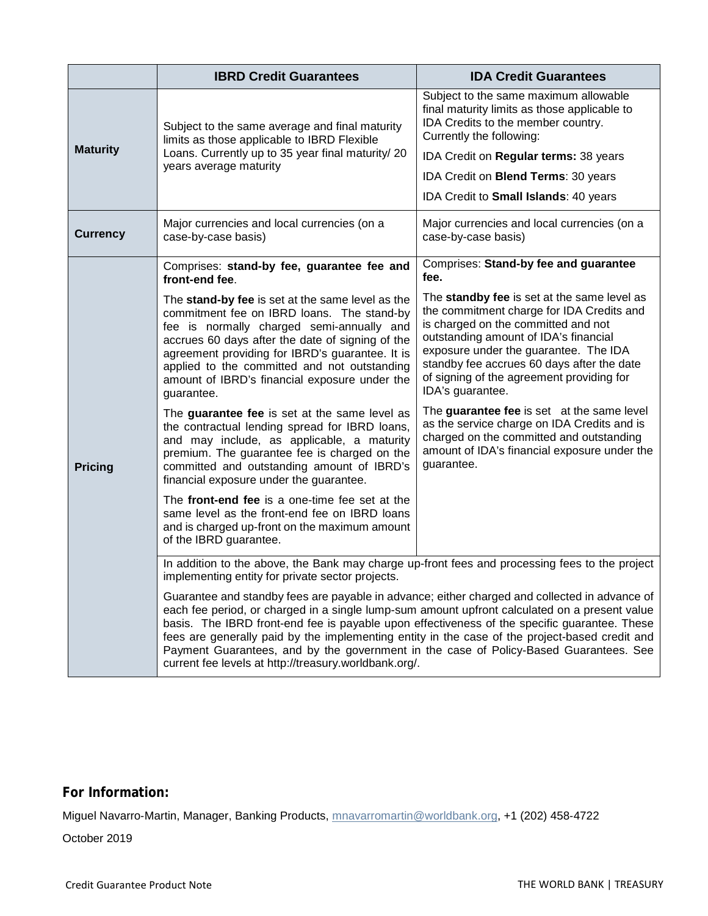| | IBRD Credit Guarantees | IDA Credit Guarantees |
|---|---|---|
| **Maturity** | Subject to the same average and final maturity limits as those applicable to IBRD Flexible Loans. Currently up to 35 year final maturity/ 20 years average maturity | Subject to the same maximum allowable final maturity limits as those applicable to IDA Credits to the member country. Currently the following:<br><br>IDA Credit on **Regular terms:** 38 years<br><br>IDA Credit on **Blend Terms**: 30 years<br><br>IDA Credit to **Small Islands**: 40 years |
| **Currency** | Major currencies and local currencies (on a case-by-case basis) | Major currencies and local currencies (on a case-by-case basis) |
| **Pricing** | Comprises: **stand-by fee, guarantee fee and front-end fee**.<br><br>The **stand-by fee** is set at the same level as the commitment fee on IBRD loans. The stand-by fee is normally charged semi-annually and accrues 60 days after the date of signing of the agreement providing for IBRD's guarantee. It is applied to the committed and not outstanding amount of IBRD's financial exposure under the guarantee.<br><br>The **guarantee fee** is set at the same level as the contractual lending spread for IBRD loans, and may include, as applicable, a maturity premium. The guarantee fee is charged on the committed and outstanding amount of IBRD's financial exposure under the guarantee.<br><br>The **front-end fee** is a one-time fee set at the same level as the front-end fee on IBRD loans and is charged up-front on the maximum amount of the IBRD guarantee. | Comprises: **Stand-by fee and guarantee fee.**<br><br>The **standby fee** is set at the same level as the commitment charge for IDA Credits and is charged on the committed and not outstanding amount of IDA's financial exposure under the guarantee. The IDA standby fee accrues 60 days after the date of signing of the agreement providing for IDA's guarantee.<br><br>The **guarantee fee** is set at the same level as the service charge on IDA Credits and is charged on the committed and outstanding amount of IDA's financial exposure under the guarantee. |
| | In addition to the above, the Bank may charge up-front fees and processing fees to the project implementing entity for private sector projects.<br><br>Guarantee and standby fees are payable in advance; either charged and collected in advance of each fee period, or charged in a single lump-sum amount upfront calculated on a present value basis. The IBRD front-end fee is payable upon effectiveness of the specific guarantee. These fees are generally paid by the implementing entity in the case of the project-based credit and Payment Guarantees, and by the government in the case of Policy-Based Guarantees. See current fee levels at http://treasury.worldbank.org/. | |

**For Information:**

Miguel Navarro-Martin, Manager, Banking Products, mnavarromartin@worldbank.org, +1 (202) 458-4722

October 2019